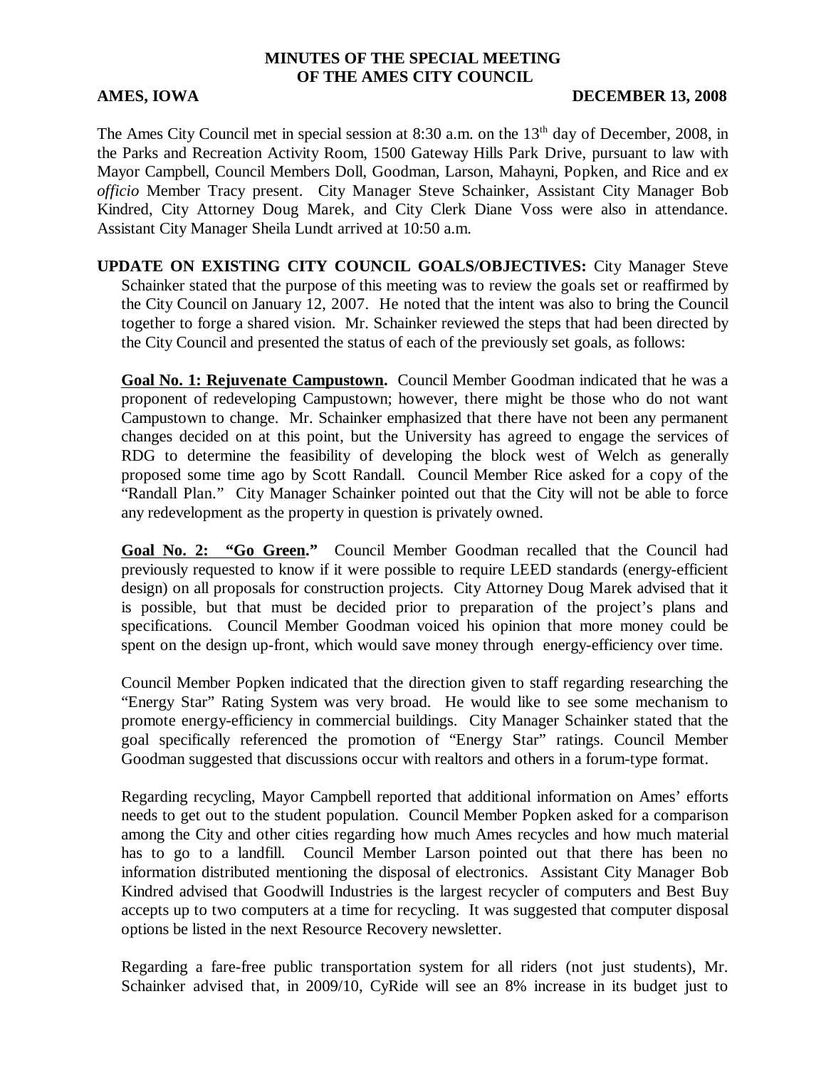# MINUTES OF THE SPECIAL MEETING OF THE AMES CITY COUNCIL

**AMES, IOWA** **DECEMBER 13, 2008**

The Ames City Council met in special session at 8:30 a.m. on the 13th day of December, 2008, in the Parks and Recreation Activity Room, 1500 Gateway Hills Park Drive, pursuant to law with Mayor Campbell, Council Members Doll, Goodman, Larson, Mahayni, Popken, and Rice and *ex officio* Member Tracy present. City Manager Steve Schainker, Assistant City Manager Bob Kindred, City Attorney Doug Marek, and City Clerk Diane Voss were also in attendance. Assistant City Manager Sheila Lundt arrived at 10:50 a.m.

**UPDATE ON EXISTING CITY COUNCIL GOALS/OBJECTIVES:** City Manager Steve Schainker stated that the purpose of this meeting was to review the goals set or reaffirmed by the City Council on January 12, 2007. He noted that the intent was also to bring the Council together to forge a shared vision. Mr. Schainker reviewed the steps that had been directed by the City Council and presented the status of each of the previously set goals, as follows:

**Goal No. 1: Rejuvenate Campustown.** Council Member Goodman indicated that he was a proponent of redeveloping Campustown; however, there might be those who do not want Campustown to change. Mr. Schainker emphasized that there have not been any permanent changes decided on at this point, but the University has agreed to engage the services of RDG to determine the feasibility of developing the block west of Welch as generally proposed some time ago by Scott Randall. Council Member Rice asked for a copy of the "Randall Plan." City Manager Schainker pointed out that the City will not be able to force any redevelopment as the property in question is privately owned.

**Goal No. 2: "Go Green."** Council Member Goodman recalled that the Council had previously requested to know if it were possible to require LEED standards (energy-efficient design) on all proposals for construction projects. City Attorney Doug Marek advised that it is possible, but that must be decided prior to preparation of the project's plans and specifications. Council Member Goodman voiced his opinion that more money could be spent on the design up-front, which would save money through energy-efficiency over time.

Council Member Popken indicated that the direction given to staff regarding researching the "Energy Star" Rating System was very broad. He would like to see some mechanism to promote energy-efficiency in commercial buildings. City Manager Schainker stated that the goal specifically referenced the promotion of "Energy Star" ratings. Council Member Goodman suggested that discussions occur with realtors and others in a forum-type format.

Regarding recycling, Mayor Campbell reported that additional information on Ames' efforts needs to get out to the student population. Council Member Popken asked for a comparison among the City and other cities regarding how much Ames recycles and how much material has to go to a landfill. Council Member Larson pointed out that there has been no information distributed mentioning the disposal of electronics. Assistant City Manager Bob Kindred advised that Goodwill Industries is the largest recycler of computers and Best Buy accepts up to two computers at a time for recycling. It was suggested that computer disposal options be listed in the next Resource Recovery newsletter.

Regarding a fare-free public transportation system for all riders (not just students), Mr. Schainker advised that, in 2009/10, CyRide will see an 8% increase in its budget just to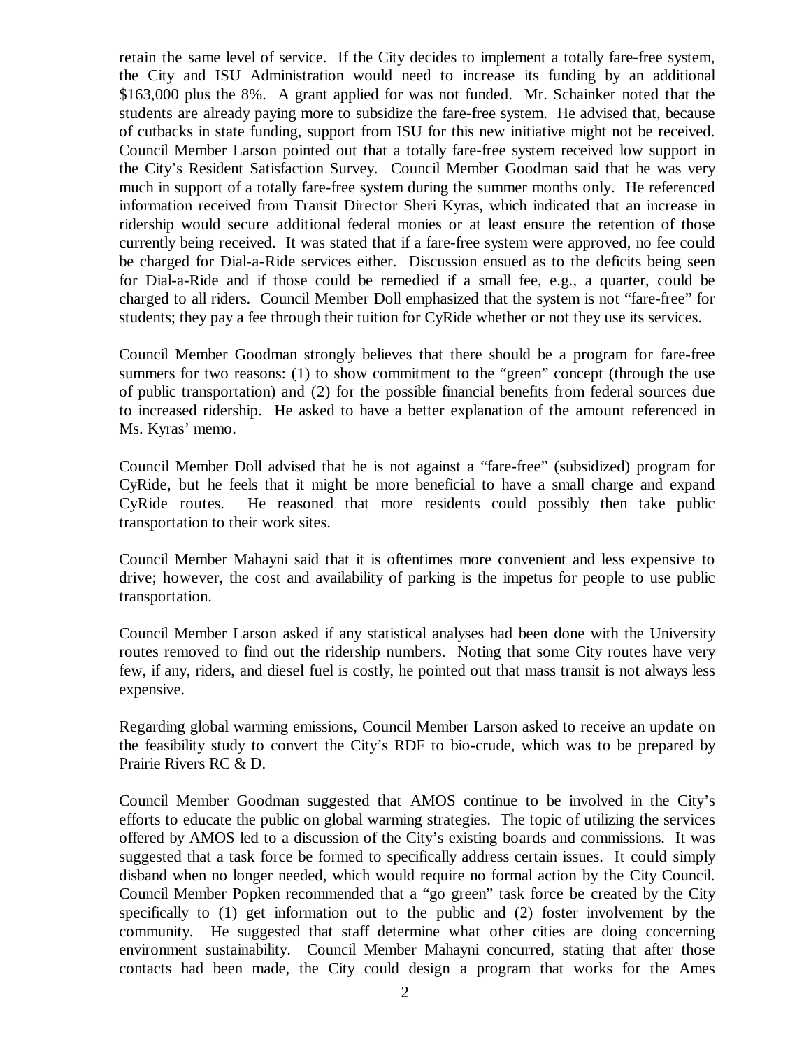retain the same level of service. If the City decides to implement a totally fare-free system, the City and ISU Administration would need to increase its funding by an additional $163,000 plus the 8%. A grant applied for was not funded. Mr. Schainker noted that the students are already paying more to subsidize the fare-free system. He advised that, because of cutbacks in state funding, support from ISU for this new initiative might not be received. Council Member Larson pointed out that a totally fare-free system received low support in the City's Resident Satisfaction Survey. Council Member Goodman said that he was very much in support of a totally fare-free system during the summer months only. He referenced information received from Transit Director Sheri Kyras, which indicated that an increase in ridership would secure additional federal monies or at least ensure the retention of those currently being received. It was stated that if a fare-free system were approved, no fee could be charged for Dial-a-Ride services either. Discussion ensued as to the deficits being seen for Dial-a-Ride and if those could be remedied if a small fee, e.g., a quarter, could be charged to all riders. Council Member Doll emphasized that the system is not "fare-free" for students; they pay a fee through their tuition for CyRide whether or not they use its services.

Council Member Goodman strongly believes that there should be a program for fare-free summers for two reasons: (1) to show commitment to the "green" concept (through the use of public transportation) and (2) for the possible financial benefits from federal sources due to increased ridership. He asked to have a better explanation of the amount referenced in Ms. Kyras' memo.

Council Member Doll advised that he is not against a "fare-free" (subsidized) program for CyRide, but he feels that it might be more beneficial to have a small charge and expand CyRide routes. He reasoned that more residents could possibly then take public transportation to their work sites.

Council Member Mahayni said that it is oftentimes more convenient and less expensive to drive; however, the cost and availability of parking is the impetus for people to use public transportation.

Council Member Larson asked if any statistical analyses had been done with the University routes removed to find out the ridership numbers. Noting that some City routes have very few, if any, riders, and diesel fuel is costly, he pointed out that mass transit is not always less expensive.

Regarding global warming emissions, Council Member Larson asked to receive an update on the feasibility study to convert the City's RDF to bio-crude, which was to be prepared by Prairie Rivers RC & D.

Council Member Goodman suggested that AMOS continue to be involved in the City's efforts to educate the public on global warming strategies. The topic of utilizing the services offered by AMOS led to a discussion of the City's existing boards and commissions. It was suggested that a task force be formed to specifically address certain issues. It could simply disband when no longer needed, which would require no formal action by the City Council. Council Member Popken recommended that a "go green" task force be created by the City specifically to (1) get information out to the public and (2) foster involvement by the community. He suggested that staff determine what other cities are doing concerning environment sustainability. Council Member Mahayni concurred, stating that after those contacts had been made, the City could design a program that works for the Ames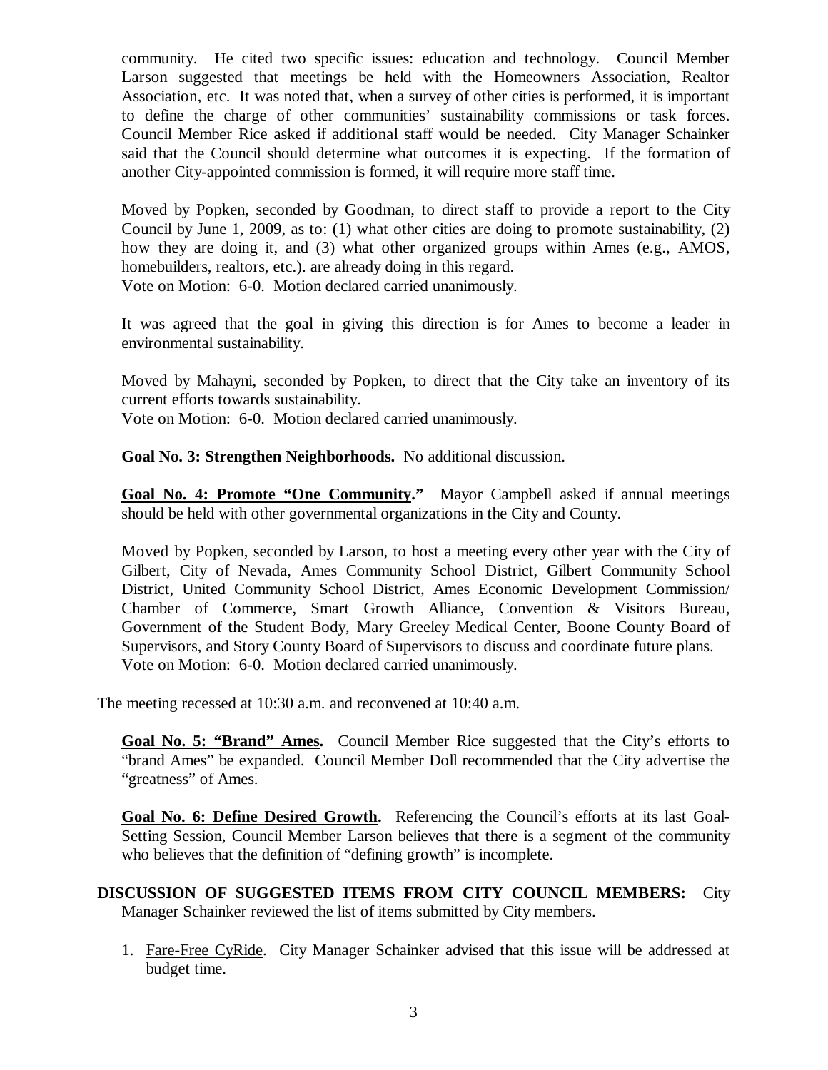community. He cited two specific issues: education and technology. Council Member Larson suggested that meetings be held with the Homeowners Association, Realtor Association, etc. It was noted that, when a survey of other cities is performed, it is important to define the charge of other communities' sustainability commissions or task forces. Council Member Rice asked if additional staff would be needed. City Manager Schainker said that the Council should determine what outcomes it is expecting. If the formation of another City-appointed commission is formed, it will require more staff time.

Moved by Popken, seconded by Goodman, to direct staff to provide a report to the City Council by June 1, 2009, as to: (1) what other cities are doing to promote sustainability, (2) how they are doing it, and (3) what other organized groups within Ames (e.g., AMOS, homebuilders, realtors, etc.). are already doing in this regard.
Vote on Motion: 6-0. Motion declared carried unanimously.

It was agreed that the goal in giving this direction is for Ames to become a leader in environmental sustainability.

Moved by Mahayni, seconded by Popken, to direct that the City take an inventory of its current efforts towards sustainability.
Vote on Motion: 6-0. Motion declared carried unanimously.

**Goal No. 3: Strengthen Neighborhoods.** No additional discussion.

**Goal No. 4: Promote "One Community."** Mayor Campbell asked if annual meetings should be held with other governmental organizations in the City and County.

Moved by Popken, seconded by Larson, to host a meeting every other year with the City of Gilbert, City of Nevada, Ames Community School District, Gilbert Community School District, United Community School District, Ames Economic Development Commission/ Chamber of Commerce, Smart Growth Alliance, Convention & Visitors Bureau, Government of the Student Body, Mary Greeley Medical Center, Boone County Board of Supervisors, and Story County Board of Supervisors to discuss and coordinate future plans.
Vote on Motion: 6-0. Motion declared carried unanimously.

The meeting recessed at 10:30 a.m. and reconvened at 10:40 a.m.

**Goal No. 5: "Brand" Ames.** Council Member Rice suggested that the City's efforts to "brand Ames" be expanded. Council Member Doll recommended that the City advertise the "greatness" of Ames.

**Goal No. 6: Define Desired Growth.** Referencing the Council's efforts at its last Goal-Setting Session, Council Member Larson believes that there is a segment of the community who believes that the definition of "defining growth" is incomplete.

**DISCUSSION OF SUGGESTED ITEMS FROM CITY COUNCIL MEMBERS:** City Manager Schainker reviewed the list of items submitted by City members.

1. Fare-Free CyRide. City Manager Schainker advised that this issue will be addressed at budget time.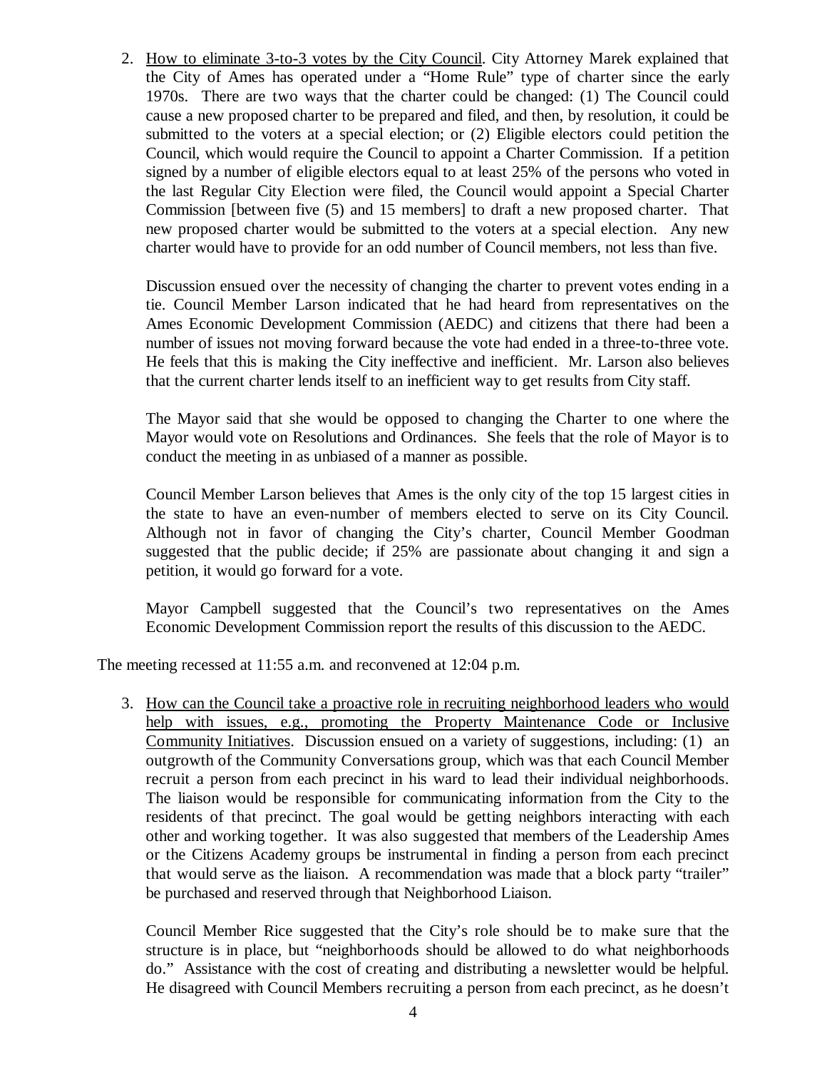2. <u>How to eliminate 3-to-3 votes by the City Council</u>. City Attorney Marek explained that the City of Ames has operated under a "Home Rule" type of charter since the early 1970s. There are two ways that the charter could be changed: (1) The Council could cause a new proposed charter to be prepared and filed, and then, by resolution, it could be submitted to the voters at a special election; or (2) Eligible electors could petition the Council, which would require the Council to appoint a Charter Commission. If a petition signed by a number of eligible electors equal to at least 25% of the persons who voted in the last Regular City Election were filed, the Council would appoint a Special Charter Commission [between five (5) and 15 members] to draft a new proposed charter. That new proposed charter would be submitted to the voters at a special election. Any new charter would have to provide for an odd number of Council members, not less than five.

   Discussion ensued over the necessity of changing the charter to prevent votes ending in a tie. Council Member Larson indicated that he had heard from representatives on the Ames Economic Development Commission (AEDC) and citizens that there had been a number of issues not moving forward because the vote had ended in a three-to-three vote. He feels that this is making the City ineffective and inefficient. Mr. Larson also believes that the current charter lends itself to an inefficient way to get results from City staff.

   The Mayor said that she would be opposed to changing the Charter to one where the Mayor would vote on Resolutions and Ordinances. She feels that the role of Mayor is to conduct the meeting in as unbiased of a manner as possible.

   Council Member Larson believes that Ames is the only city of the top 15 largest cities in the state to have an even-number of members elected to serve on its City Council. Although not in favor of changing the City's charter, Council Member Goodman suggested that the public decide; if 25% are passionate about changing it and sign a petition, it would go forward for a vote.

   Mayor Campbell suggested that the Council's two representatives on the Ames Economic Development Commission report the results of this discussion to the AEDC.

The meeting recessed at 11:55 a.m. and reconvened at 12:04 p.m.

3. <u>How can the Council take a proactive role in recruiting neighborhood leaders who would help with issues, e.g., promoting the Property Maintenance Code or Inclusive Community Initiatives</u>. Discussion ensued on a variety of suggestions, including: (1) an outgrowth of the Community Conversations group, which was that each Council Member recruit a person from each precinct in his ward to lead their individual neighborhoods. The liaison would be responsible for communicating information from the City to the residents of that precinct. The goal would be getting neighbors interacting with each other and working together. It was also suggested that members of the Leadership Ames or the Citizens Academy groups be instrumental in finding a person from each precinct that would serve as the liaison. A recommendation was made that a block party "trailer" be purchased and reserved through that Neighborhood Liaison.

   Council Member Rice suggested that the City's role should be to make sure that the structure is in place, but "neighborhoods should be allowed to do what neighborhoods do." Assistance with the cost of creating and distributing a newsletter would be helpful. He disagreed with Council Members recruiting a person from each precinct, as he doesn't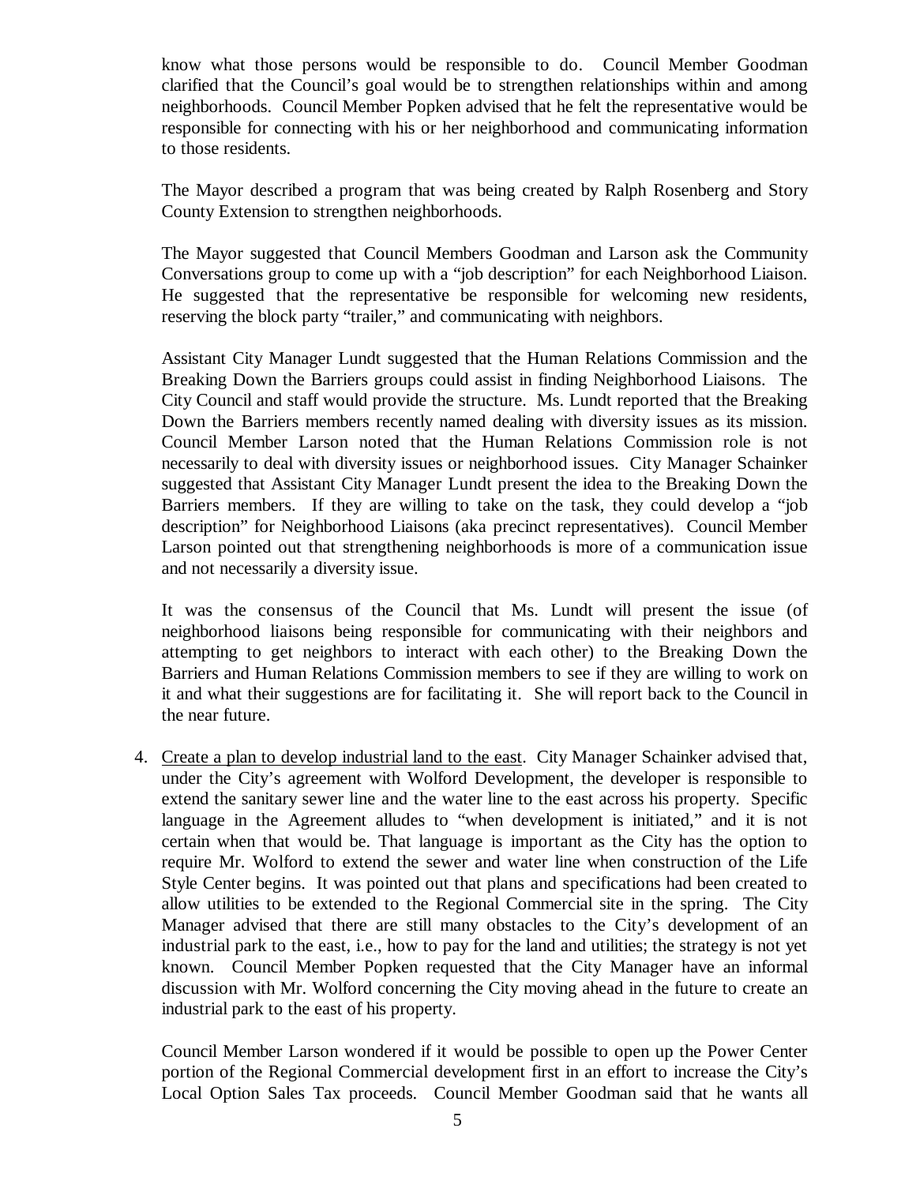know what those persons would be responsible to do. Council Member Goodman clarified that the Council's goal would be to strengthen relationships within and among neighborhoods. Council Member Popken advised that he felt the representative would be responsible for connecting with his or her neighborhood and communicating information to those residents.

The Mayor described a program that was being created by Ralph Rosenberg and Story County Extension to strengthen neighborhoods.

The Mayor suggested that Council Members Goodman and Larson ask the Community Conversations group to come up with a "job description" for each Neighborhood Liaison. He suggested that the representative be responsible for welcoming new residents, reserving the block party "trailer," and communicating with neighbors.

Assistant City Manager Lundt suggested that the Human Relations Commission and the Breaking Down the Barriers groups could assist in finding Neighborhood Liaisons. The City Council and staff would provide the structure. Ms. Lundt reported that the Breaking Down the Barriers members recently named dealing with diversity issues as its mission. Council Member Larson noted that the Human Relations Commission role is not necessarily to deal with diversity issues or neighborhood issues. City Manager Schainker suggested that Assistant City Manager Lundt present the idea to the Breaking Down the Barriers members. If they are willing to take on the task, they could develop a "job description" for Neighborhood Liaisons (aka precinct representatives). Council Member Larson pointed out that strengthening neighborhoods is more of a communication issue and not necessarily a diversity issue.

It was the consensus of the Council that Ms. Lundt will present the issue (of neighborhood liaisons being responsible for communicating with their neighbors and attempting to get neighbors to interact with each other) to the Breaking Down the Barriers and Human Relations Commission members to see if they are willing to work on it and what their suggestions are for facilitating it. She will report back to the Council in the near future.

4. Create a plan to develop industrial land to the east. City Manager Schainker advised that, under the City's agreement with Wolford Development, the developer is responsible to extend the sanitary sewer line and the water line to the east across his property. Specific language in the Agreement alludes to "when development is initiated," and it is not certain when that would be. That language is important as the City has the option to require Mr. Wolford to extend the sewer and water line when construction of the Life Style Center begins. It was pointed out that plans and specifications had been created to allow utilities to be extended to the Regional Commercial site in the spring. The City Manager advised that there are still many obstacles to the City's development of an industrial park to the east, i.e., how to pay for the land and utilities; the strategy is not yet known. Council Member Popken requested that the City Manager have an informal discussion with Mr. Wolford concerning the City moving ahead in the future to create an industrial park to the east of his property.

   Council Member Larson wondered if it would be possible to open up the Power Center portion of the Regional Commercial development first in an effort to increase the City's Local Option Sales Tax proceeds. Council Member Goodman said that he wants all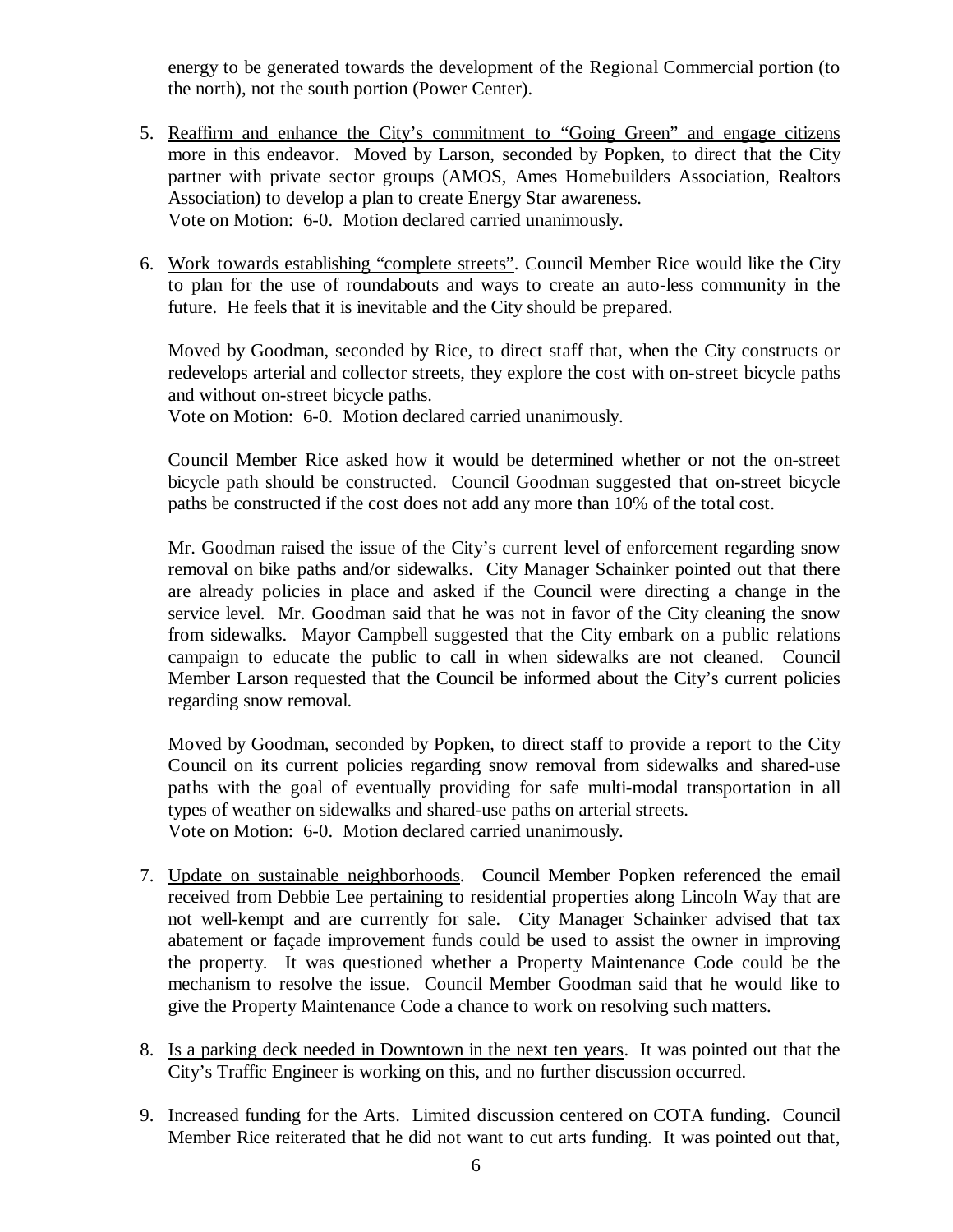energy to be generated towards the development of the Regional Commercial portion (to the north), not the south portion (Power Center).

5. Reaffirm and enhance the City's commitment to "Going Green" and engage citizens more in this endeavor. Moved by Larson, seconded by Popken, to direct that the City partner with private sector groups (AMOS, Ames Homebuilders Association, Realtors Association) to develop a plan to create Energy Star awareness.
   Vote on Motion: 6-0. Motion declared carried unanimously.

6. Work towards establishing "complete streets". Council Member Rice would like the City to plan for the use of roundabouts and ways to create an auto-less community in the future. He feels that it is inevitable and the City should be prepared.

   Moved by Goodman, seconded by Rice, to direct staff that, when the City constructs or redevelops arterial and collector streets, they explore the cost with on-street bicycle paths and without on-street bicycle paths.
   Vote on Motion: 6-0. Motion declared carried unanimously.

   Council Member Rice asked how it would be determined whether or not the on-street bicycle path should be constructed. Council Goodman suggested that on-street bicycle paths be constructed if the cost does not add any more than 10% of the total cost.

   Mr. Goodman raised the issue of the City's current level of enforcement regarding snow removal on bike paths and/or sidewalks. City Manager Schainker pointed out that there are already policies in place and asked if the Council were directing a change in the service level. Mr. Goodman said that he was not in favor of the City cleaning the snow from sidewalks. Mayor Campbell suggested that the City embark on a public relations campaign to educate the public to call in when sidewalks are not cleaned. Council Member Larson requested that the Council be informed about the City's current policies regarding snow removal.

   Moved by Goodman, seconded by Popken, to direct staff to provide a report to the City Council on its current policies regarding snow removal from sidewalks and shared-use paths with the goal of eventually providing for safe multi-modal transportation in all types of weather on sidewalks and shared-use paths on arterial streets.
   Vote on Motion: 6-0. Motion declared carried unanimously.

7. Update on sustainable neighborhoods. Council Member Popken referenced the email received from Debbie Lee pertaining to residential properties along Lincoln Way that are not well-kempt and are currently for sale. City Manager Schainker advised that tax abatement or façade improvement funds could be used to assist the owner in improving the property. It was questioned whether a Property Maintenance Code could be the mechanism to resolve the issue. Council Member Goodman said that he would like to give the Property Maintenance Code a chance to work on resolving such matters.

8. Is a parking deck needed in Downtown in the next ten years. It was pointed out that the City's Traffic Engineer is working on this, and no further discussion occurred.

9. Increased funding for the Arts. Limited discussion centered on COTA funding. Council Member Rice reiterated that he did not want to cut arts funding. It was pointed out that,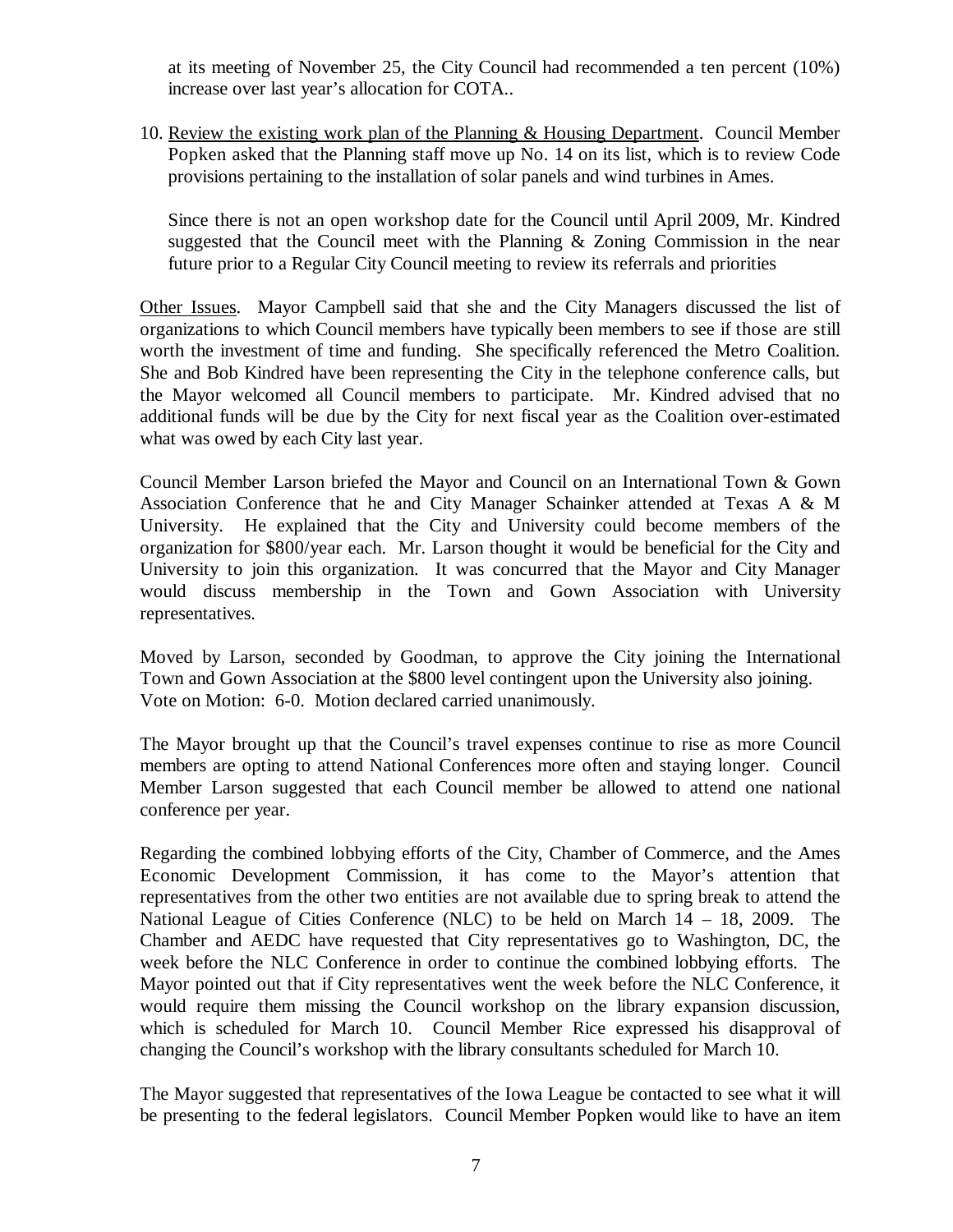at its meeting of November 25, the City Council had recommended a ten percent (10%) increase over last year's allocation for COTA..

10. Review the existing work plan of the Planning & Housing Department. Council Member Popken asked that the Planning staff move up No. 14 on its list, which is to review Code provisions pertaining to the installation of solar panels and wind turbines in Ames.

    Since there is not an open workshop date for the Council until April 2009, Mr. Kindred suggested that the Council meet with the Planning & Zoning Commission in the near future prior to a Regular City Council meeting to review its referrals and priorities

Other Issues. Mayor Campbell said that she and the City Managers discussed the list of organizations to which Council members have typically been members to see if those are still worth the investment of time and funding. She specifically referenced the Metro Coalition. She and Bob Kindred have been representing the City in the telephone conference calls, but the Mayor welcomed all Council members to participate. Mr. Kindred advised that no additional funds will be due by the City for next fiscal year as the Coalition over-estimated what was owed by each City last year.

Council Member Larson briefed the Mayor and Council on an International Town & Gown Association Conference that he and City Manager Schainker attended at Texas A & M University. He explained that the City and University could become members of the organization for $800/year each. Mr. Larson thought it would be beneficial for the City and University to join this organization. It was concurred that the Mayor and City Manager would discuss membership in the Town and Gown Association with University representatives.

Moved by Larson, seconded by Goodman, to approve the City joining the International Town and Gown Association at the $800 level contingent upon the University also joining.
Vote on Motion: 6-0. Motion declared carried unanimously.

The Mayor brought up that the Council's travel expenses continue to rise as more Council members are opting to attend National Conferences more often and staying longer. Council Member Larson suggested that each Council member be allowed to attend one national conference per year.

Regarding the combined lobbying efforts of the City, Chamber of Commerce, and the Ames Economic Development Commission, it has come to the Mayor's attention that representatives from the other two entities are not available due to spring break to attend the National League of Cities Conference (NLC) to be held on March 14 – 18, 2009. The Chamber and AEDC have requested that City representatives go to Washington, DC, the week before the NLC Conference in order to continue the combined lobbying efforts. The Mayor pointed out that if City representatives went the week before the NLC Conference, it would require them missing the Council workshop on the library expansion discussion, which is scheduled for March 10. Council Member Rice expressed his disapproval of changing the Council's workshop with the library consultants scheduled for March 10.

The Mayor suggested that representatives of the Iowa League be contacted to see what it will be presenting to the federal legislators. Council Member Popken would like to have an item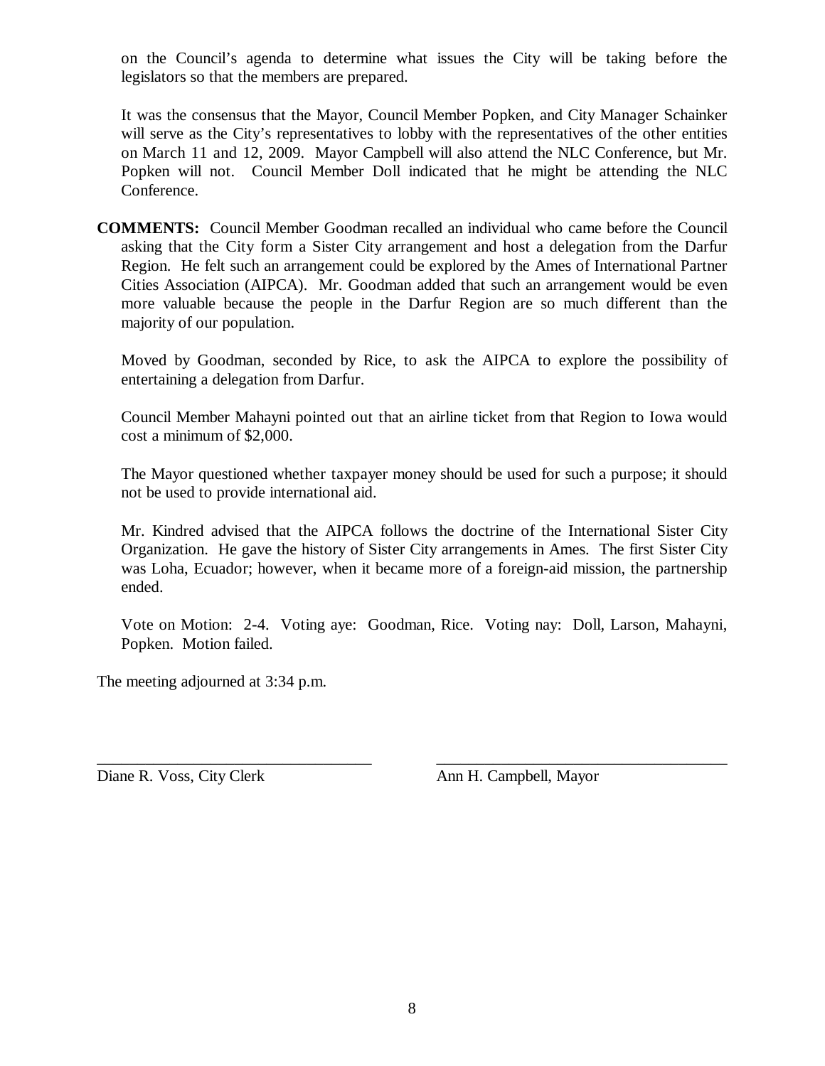on the Council's agenda to determine what issues the City will be taking before the legislators so that the members are prepared.

It was the consensus that the Mayor, Council Member Popken, and City Manager Schainker will serve as the City's representatives to lobby with the representatives of the other entities on March 11 and 12, 2009. Mayor Campbell will also attend the NLC Conference, but Mr. Popken will not. Council Member Doll indicated that he might be attending the NLC Conference.

**COMMENTS:** Council Member Goodman recalled an individual who came before the Council asking that the City form a Sister City arrangement and host a delegation from the Darfur Region. He felt such an arrangement could be explored by the Ames of International Partner Cities Association (AIPCA). Mr. Goodman added that such an arrangement would be even more valuable because the people in the Darfur Region are so much different than the majority of our population.

Moved by Goodman, seconded by Rice, to ask the AIPCA to explore the possibility of entertaining a delegation from Darfur.

Council Member Mahayni pointed out that an airline ticket from that Region to Iowa would cost a minimum of $2,000.

The Mayor questioned whether taxpayer money should be used for such a purpose; it should not be used to provide international aid.

Mr. Kindred advised that the AIPCA follows the doctrine of the International Sister City Organization. He gave the history of Sister City arrangements in Ames. The first Sister City was Loha, Ecuador; however, when it became more of a foreign-aid mission, the partnership ended.

Vote on Motion: 2-4. Voting aye: Goodman, Rice. Voting nay: Doll, Larson, Mahayni, Popken. Motion failed.

The meeting adjourned at 3:34 p.m.

\_\_\_\_\_\_\_\_\_\_\_\_\_\_\_\_\_\_\_\_\_\_\_\_\_\_\_\_\_\_\_\_\_\_\_
Diane R. Voss, City Clerk

\_\_\_\_\_\_\_\_\_\_\_\_\_\_\_\_\_\_\_\_\_\_\_\_\_\_\_\_\_\_\_\_\_\_\_
Ann H. Campbell, Mayor